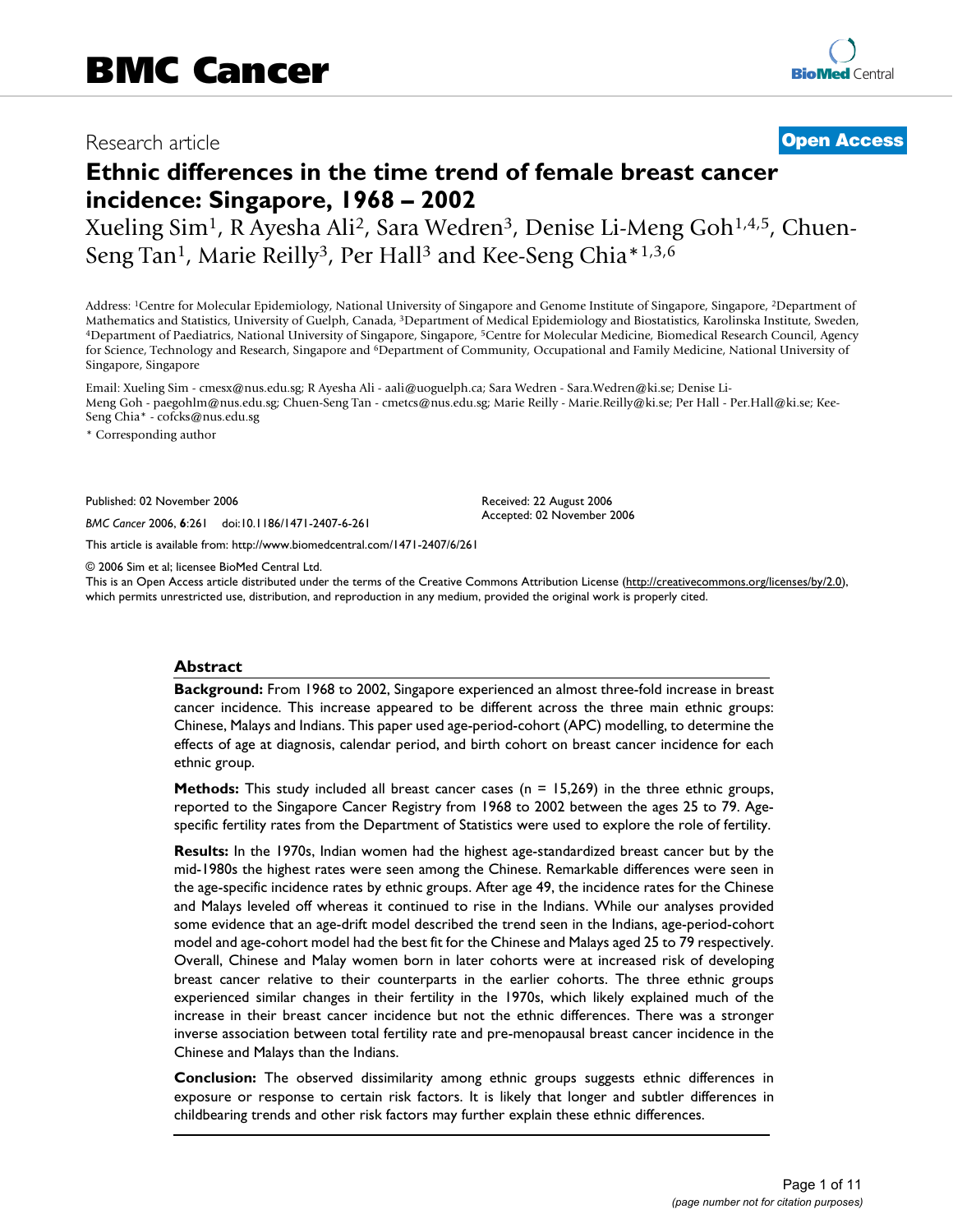# BMC Cancer

Research article

**Open Access**

# Ethnic differences in the time trend of female breast cancer incidence: Singapore, 1968 – 2002

Xueling Sim[1], R Ayesha Ali[2], Sara Wedren[3], Denise Li-Meng Goh[1,4,5], Chuen-Seng Tan[1], Marie Reilly[3], Per Hall[3] and Kee-Seng Chia*[1,3,6]

Address: [1]Centre for Molecular Epidemiology, National University of Singapore and Genome Institute of Singapore, Singapore, [2]Department of Mathematics and Statistics, University of Guelph, Canada, [3]Department of Medical Epidemiology and Biostatistics, Karolinska Institute, Sweden, [4]Department of Paediatrics, National University of Singapore, Singapore, [5]Centre for Molecular Medicine, Biomedical Research Council, Agency for Science, Technology and Research, Singapore and [6]Department of Community, Occupational and Family Medicine, National University of Singapore, Singapore

Email: Xueling Sim - cmesx@nus.edu.sg; R Ayesha Ali - aali@uoguelph.ca; Sara Wedren - Sara.Wedren@ki.se; Denise Li-Meng Goh - paegohlm@nus.edu.sg; Chuen-Seng Tan - cmetcs@nus.edu.sg; Marie Reilly - Marie.Reilly@ki.se; Per Hall - Per.Hall@ki.se; Kee-Seng Chia* - cofcks@nus.edu.sg

* Corresponding author

Published: 02 November 2006

*BMC Cancer* 2006, **6**:261 doi:10.1186/1471-2407-6-261

Received: 22 August 2006
Accepted: 02 November 2006

This article is available from: http://www.biomedcentral.com/1471-2407/6/261

© 2006 Sim et al; licensee BioMed Central Ltd.
This is an Open Access article distributed under the terms of the Creative Commons Attribution License (http://creativecommons.org/licenses/by/2.0), which permits unrestricted use, distribution, and reproduction in any medium, provided the original work is properly cited.

## Abstract

**Background:** From 1968 to 2002, Singapore experienced an almost three-fold increase in breast cancer incidence. This increase appeared to be different across the three main ethnic groups: Chinese, Malays and Indians. This paper used age-period-cohort (APC) modelling, to determine the effects of age at diagnosis, calendar period, and birth cohort on breast cancer incidence for each ethnic group.

**Methods:** This study included all breast cancer cases (n = 15,269) in the three ethnic groups, reported to the Singapore Cancer Registry from 1968 to 2002 between the ages 25 to 79. Age-specific fertility rates from the Department of Statistics were used to explore the role of fertility.

**Results:** In the 1970s, Indian women had the highest age-standardized breast cancer but by the mid-1980s the highest rates were seen among the Chinese. Remarkable differences were seen in the age-specific incidence rates by ethnic groups. After age 49, the incidence rates for the Chinese and Malays leveled off whereas it continued to rise in the Indians. While our analyses provided some evidence that an age-drift model described the trend seen in the Indians, age-period-cohort model and age-cohort model had the best fit for the Chinese and Malays aged 25 to 79 respectively. Overall, Chinese and Malay women born in later cohorts were at increased risk of developing breast cancer relative to their counterparts in the earlier cohorts. The three ethnic groups experienced similar changes in their fertility in the 1970s, which likely explained much of the increase in their breast cancer incidence but not the ethnic differences. There was a stronger inverse association between total fertility rate and pre-menopausal breast cancer incidence in the Chinese and Malays than the Indians.

**Conclusion:** The observed dissimilarity among ethnic groups suggests ethnic differences in exposure or response to certain risk factors. It is likely that longer and subtler differences in childbearing trends and other risk factors may further explain these ethnic differences.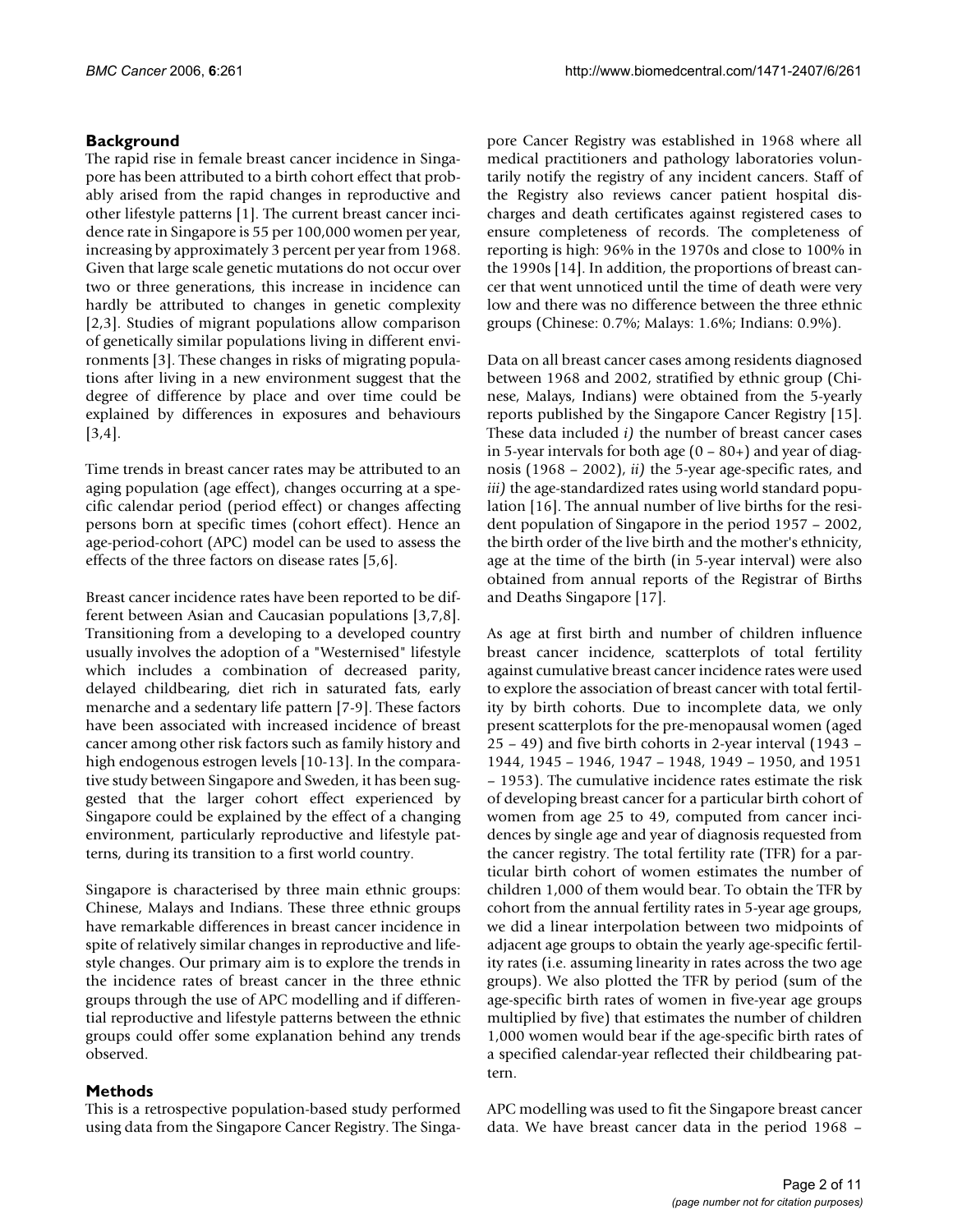## Background

The rapid rise in female breast cancer incidence in Singapore has been attributed to a birth cohort effect that probably arised from the rapid changes in reproductive and other lifestyle patterns [1]. The current breast cancer incidence rate in Singapore is 55 per 100,000 women per year, increasing by approximately 3 percent per year from 1968. Given that large scale genetic mutations do not occur over two or three generations, this increase in incidence can hardly be attributed to changes in genetic complexity [2,3]. Studies of migrant populations allow comparison of genetically similar populations living in different environments [3]. These changes in risks of migrating populations after living in a new environment suggest that the degree of difference by place and over time could be explained by differences in exposures and behaviours [3,4].

Time trends in breast cancer rates may be attributed to an aging population (age effect), changes occurring at a specific calendar period (period effect) or changes affecting persons born at specific times (cohort effect). Hence an age-period-cohort (APC) model can be used to assess the effects of the three factors on disease rates [5,6].

Breast cancer incidence rates have been reported to be different between Asian and Caucasian populations [3,7,8]. Transitioning from a developing to a developed country usually involves the adoption of a "Westernised" lifestyle which includes a combination of decreased parity, delayed childbearing, diet rich in saturated fats, early menarche and a sedentary life pattern [7-9]. These factors have been associated with increased incidence of breast cancer among other risk factors such as family history and high endogenous estrogen levels [10-13]. In the comparative study between Singapore and Sweden, it has been suggested that the larger cohort effect experienced by Singapore could be explained by the effect of a changing environment, particularly reproductive and lifestyle patterns, during its transition to a first world country.

Singapore is characterised by three main ethnic groups: Chinese, Malays and Indians. These three ethnic groups have remarkable differences in breast cancer incidence in spite of relatively similar changes in reproductive and lifestyle changes. Our primary aim is to explore the trends in the incidence rates of breast cancer in the three ethnic groups through the use of APC modelling and if differential reproductive and lifestyle patterns between the ethnic groups could offer some explanation behind any trends observed.

## Methods

This is a retrospective population-based study performed using data from the Singapore Cancer Registry. The Singapore Cancer Registry was established in 1968 where all medical practitioners and pathology laboratories voluntarily notify the registry of any incident cancers. Staff of the Registry also reviews cancer patient hospital discharges and death certificates against registered cases to ensure completeness of records. The completeness of reporting is high: 96% in the 1970s and close to 100% in the 1990s [14]. In addition, the proportions of breast cancer that went unnoticed until the time of death were very low and there was no difference between the three ethnic groups (Chinese: 0.7%; Malays: 1.6%; Indians: 0.9%).

Data on all breast cancer cases among residents diagnosed between 1968 and 2002, stratified by ethnic group (Chinese, Malays, Indians) were obtained from the 5-yearly reports published by the Singapore Cancer Registry [15]. These data included *i)* the number of breast cancer cases in 5-year intervals for both age (0 – 80+) and year of diagnosis (1968 – 2002), *ii)* the 5-year age-specific rates, and *iii)* the age-standardized rates using world standard population [16]. The annual number of live births for the resident population of Singapore in the period 1957 – 2002, the birth order of the live birth and the mother's ethnicity, age at the time of the birth (in 5-year interval) were also obtained from annual reports of the Registrar of Births and Deaths Singapore [17].

As age at first birth and number of children influence breast cancer incidence, scatterplots of total fertility against cumulative breast cancer incidence rates were used to explore the association of breast cancer with total fertility by birth cohorts. Due to incomplete data, we only present scatterplots for the pre-menopausal women (aged 25 – 49) and five birth cohorts in 2-year interval (1943 – 1944, 1945 – 1946, 1947 – 1948, 1949 – 1950, and 1951 – 1953). The cumulative incidence rates estimate the risk of developing breast cancer for a particular birth cohort of women from age 25 to 49, computed from cancer incidences by single age and year of diagnosis requested from the cancer registry. The total fertility rate (TFR) for a particular birth cohort of women estimates the number of children 1,000 of them would bear. To obtain the TFR by cohort from the annual fertility rates in 5-year age groups, we did a linear interpolation between two midpoints of adjacent age groups to obtain the yearly age-specific fertility rates (i.e. assuming linearity in rates across the two age groups). We also plotted the TFR by period (sum of the age-specific birth rates of women in five-year age groups multiplied by five) that estimates the number of children 1,000 women would bear if the age-specific birth rates of a specified calendar-year reflected their childbearing pattern.

APC modelling was used to fit the Singapore breast cancer data. We have breast cancer data in the period 1968 –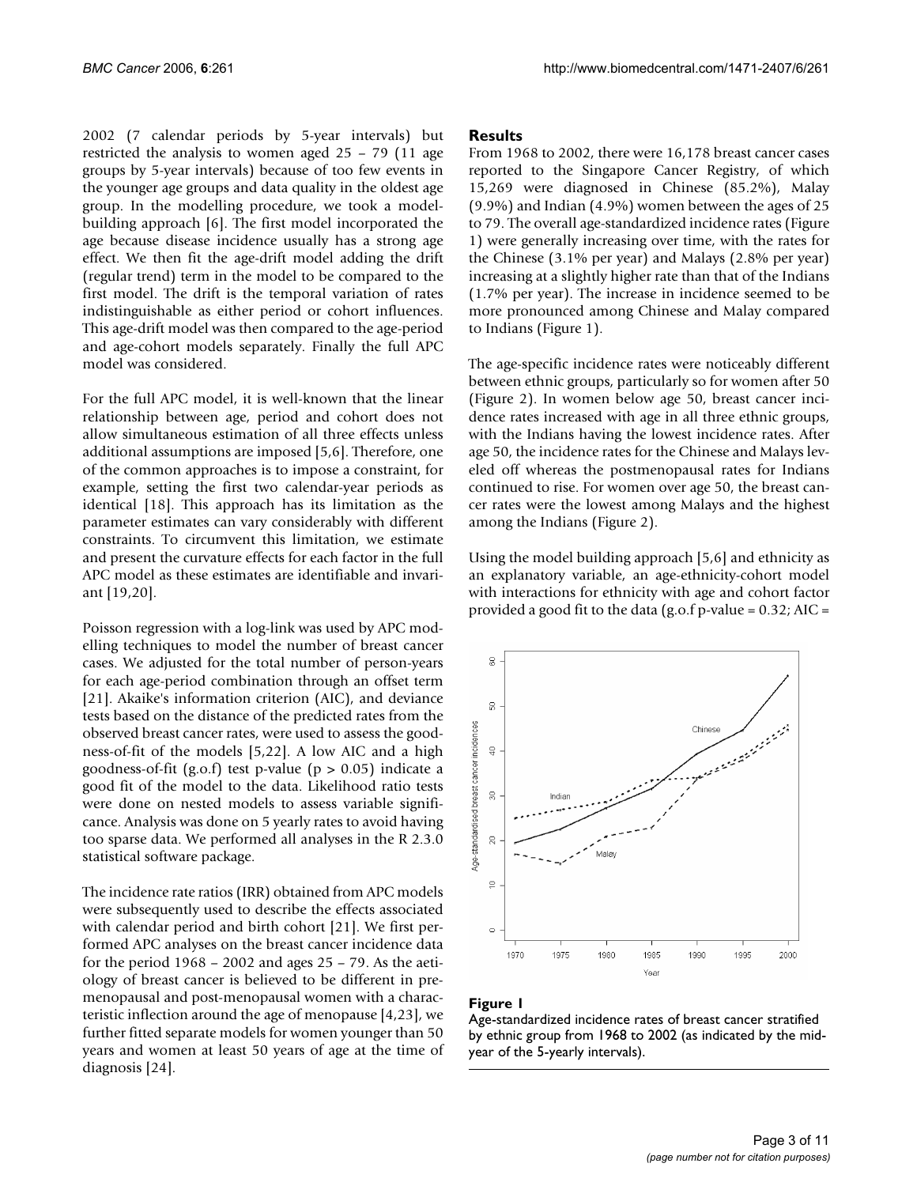2002 (7 calendar periods by 5-year intervals) but restricted the analysis to women aged 25 – 79 (11 age groups by 5-year intervals) because of too few events in the younger age groups and data quality in the oldest age group. In the modelling procedure, we took a model-building approach [6]. The first model incorporated the age because disease incidence usually has a strong age effect. We then fit the age-drift model adding the drift (regular trend) term in the model to be compared to the first model. The drift is the temporal variation of rates indistinguishable as either period or cohort influences. This age-drift model was then compared to the age-period and age-cohort models separately. Finally the full APC model was considered.

For the full APC model, it is well-known that the linear relationship between age, period and cohort does not allow simultaneous estimation of all three effects unless additional assumptions are imposed [5,6]. Therefore, one of the common approaches is to impose a constraint, for example, setting the first two calendar-year periods as identical [18]. This approach has its limitation as the parameter estimates can vary considerably with different constraints. To circumvent this limitation, we estimate and present the curvature effects for each factor in the full APC model as these estimates are identifiable and invariant [19,20].

Poisson regression with a log-link was used by APC modelling techniques to model the number of breast cancer cases. We adjusted for the total number of person-years for each age-period combination through an offset term [21]. Akaike's information criterion (AIC), and deviance tests based on the distance of the predicted rates from the observed breast cancer rates, were used to assess the goodness-of-fit of the models [5,22]. A low AIC and a high goodness-of-fit (g.o.f) test p-value ($p > 0.05$) indicate a good fit of the model to the data. Likelihood ratio tests were done on nested models to assess variable significance. Analysis was done on 5 yearly rates to avoid having too sparse data. We performed all analyses in the R 2.3.0 statistical software package.

The incidence rate ratios (IRR) obtained from APC models were subsequently used to describe the effects associated with calendar period and birth cohort [21]. We first performed APC analyses on the breast cancer incidence data for the period 1968 – 2002 and ages 25 – 79. As the aetiology of breast cancer is believed to be different in premenopausal and post-menopausal women with a characteristic inflection around the age of menopause [4,23], we further fitted separate models for women younger than 50 years and women at least 50 years of age at the time of diagnosis [24].

## Results

From 1968 to 2002, there were 16,178 breast cancer cases reported to the Singapore Cancer Registry, of which 15,269 were diagnosed in Chinese (85.2%), Malay (9.9%) and Indian (4.9%) women between the ages of 25 to 79. The overall age-standardized incidence rates (Figure 1) were generally increasing over time, with the rates for the Chinese (3.1% per year) and Malays (2.8% per year) increasing at a slightly higher rate than that of the Indians (1.7% per year). The increase in incidence seemed to be more pronounced among Chinese and Malay compared to Indians (Figure 1).

The age-specific incidence rates were noticeably different between ethnic groups, particularly so for women after 50 (Figure 2). In women below age 50, breast cancer incidence rates increased with age in all three ethnic groups, with the Indians having the lowest incidence rates. After age 50, the incidence rates for the Chinese and Malays leveled off whereas the postmenopausal rates for Indians continued to rise. For women over age 50, the breast cancer rates were the lowest among Malays and the highest among the Indians (Figure 2).

Using the model building approach [5,6] and ethnicity as an explanatory variable, an age-ethnicity-cohort model with interactions for ethnicity with age and cohort factor provided a good fit to the data (g.o.f p-value = 0.32; AIC =

**Figure 1**

Age-standardized incidence rates of breast cancer stratified by ethnic group from 1968 to 2002 (as indicated by the mid-year of the 5-yearly intervals).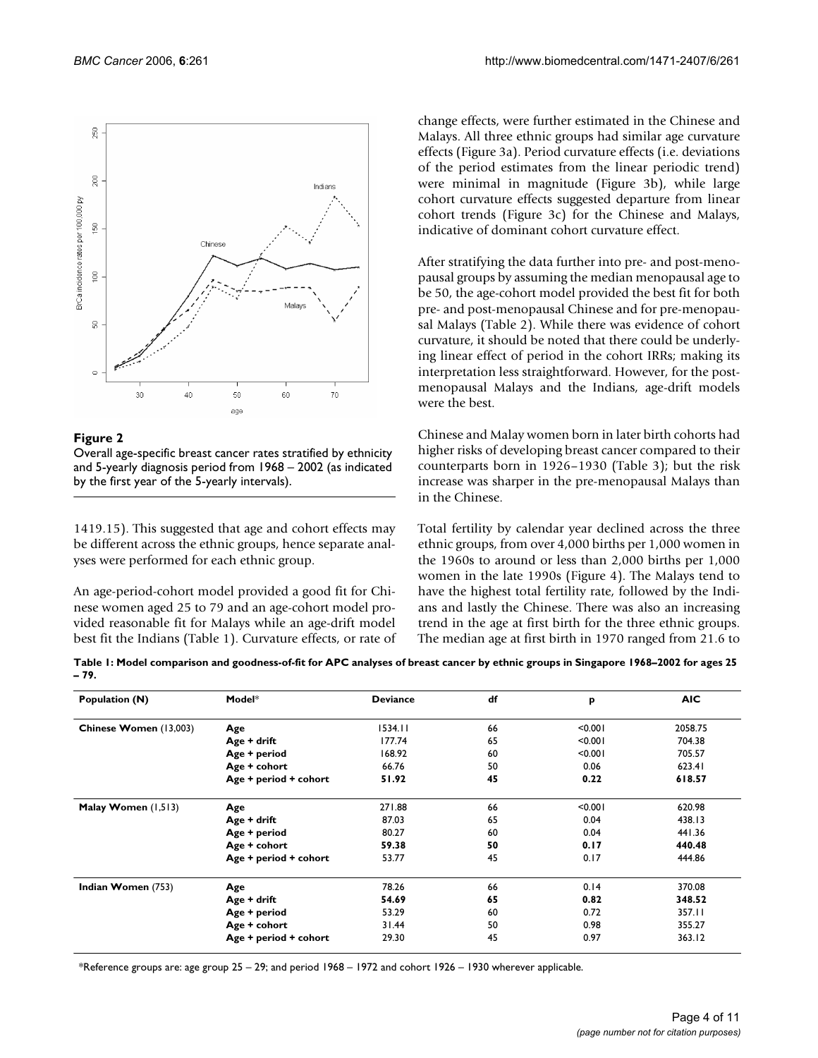**Figure 2**

Overall age-specific breast cancer rates stratified by ethnicity and 5-yearly diagnosis period from 1968 – 2002 (as indicated by the first year of the 5-yearly intervals).

1419.15). This suggested that age and cohort effects may be different across the ethnic groups, hence separate analyses were performed for each ethnic group.

An age-period-cohort model provided a good fit for Chinese women aged 25 to 79 and an age-cohort model provided reasonable fit for Malays while an age-drift model best fit the Indians (Table 1). Curvature effects, or rate of change effects, were further estimated in the Chinese and Malays. All three ethnic groups had similar age curvature effects (Figure 3a). Period curvature effects (i.e. deviations of the period estimates from the linear periodic trend) were minimal in magnitude (Figure 3b), while large cohort curvature effects suggested departure from linear cohort trends (Figure 3c) for the Chinese and Malays, indicative of dominant cohort curvature effect.

After stratifying the data further into pre- and post-menopausal groups by assuming the median menopausal age to be 50, the age-cohort model provided the best fit for both pre- and post-menopausal Chinese and for pre-menopausal Malays (Table 2). While there was evidence of cohort curvature, it should be noted that there could be underlying linear effect of period in the cohort IRRs; making its interpretation less straightforward. However, for the post-menopausal Malays and the Indians, age-drift models were the best.

Chinese and Malay women born in later birth cohorts had higher risks of developing breast cancer compared to their counterparts born in 1926–1930 (Table 3); but the risk increase was sharper in the pre-menopausal Malays than in the Chinese.

Total fertility by calendar year declined across the three ethnic groups, from over 4,000 births per 1,000 women in the 1960s to around or less than 2,000 births per 1,000 women in the late 1990s (Figure 4). The Malays tend to have the highest total fertility rate, followed by the Indians and lastly the Chinese. There was also an increasing trend in the age at first birth for the three ethnic groups. The median age at first birth in 1970 ranged from 21.6 to

**Table 1: Model comparison and goodness-of-fit for APC analyses of breast cancer by ethnic groups in Singapore 1968–2002 for ages 25 – 79.**

| Population (N) | Model* | Deviance | df | p | AIC |
|---|---|---|---|---|---|
| **Chinese Women** (13,003) | **Age** | 1534.11 | 66 | <0.001 | 2058.75 |
| | **Age + drift** | 177.74 | 65 | <0.001 | 704.38 |
| | **Age + period** | 168.92 | 60 | <0.001 | 705.57 |
| | **Age + cohort** | 66.76 | 50 | 0.06 | 623.41 |
| | **Age + period + cohort** | **51.92** | **45** | **0.22** | **618.57** |
| **Malay Women** (1,513) | **Age** | 271.88 | 66 | <0.001 | 620.98 |
| | **Age + drift** | 87.03 | 65 | 0.04 | 438.13 |
| | **Age + period** | 80.27 | 60 | 0.04 | 441.36 |
| | **Age + cohort** | **59.38** | **50** | **0.17** | **440.48** |
| | **Age + period + cohort** | 53.77 | 45 | 0.17 | 444.86 |
| **Indian Women** (753) | **Age** | 78.26 | 66 | 0.14 | 370.08 |
| | **Age + drift** | **54.69** | **65** | **0.82** | **348.52** |
| | **Age + period** | 53.29 | 60 | 0.72 | 357.11 |
| | **Age + cohort** | 31.44 | 50 | 0.98 | 355.27 |
| | **Age + period + cohort** | 29.30 | 45 | 0.97 | 363.12 |

*Reference groups are: age group 25 – 29; and period 1968 – 1972 and cohort 1926 – 1930 wherever applicable.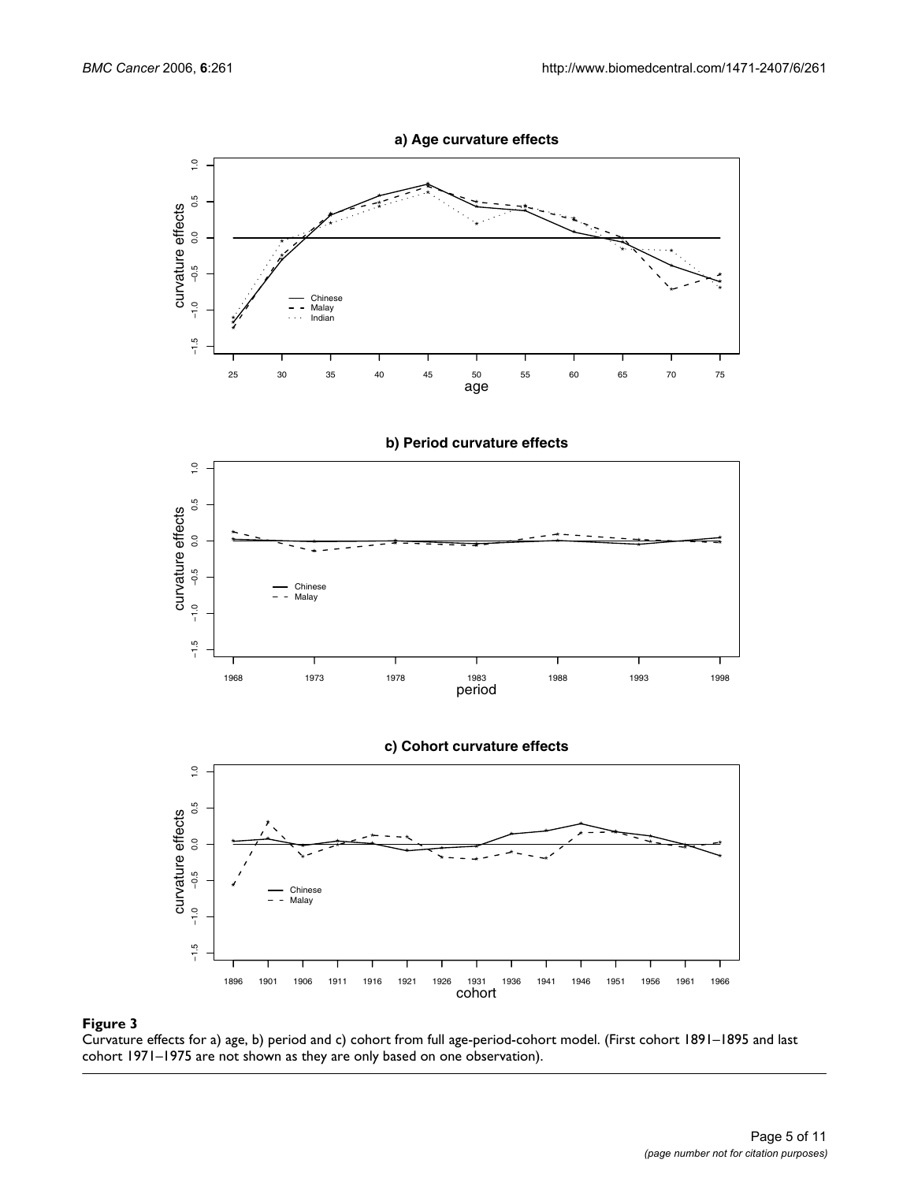**Figure 3**

Curvature effects for a) age, b) period and c) cohort from full age-period-cohort model. (First cohort 1891–1895 and last cohort 1971–1975 are not shown as they are only based on one observation).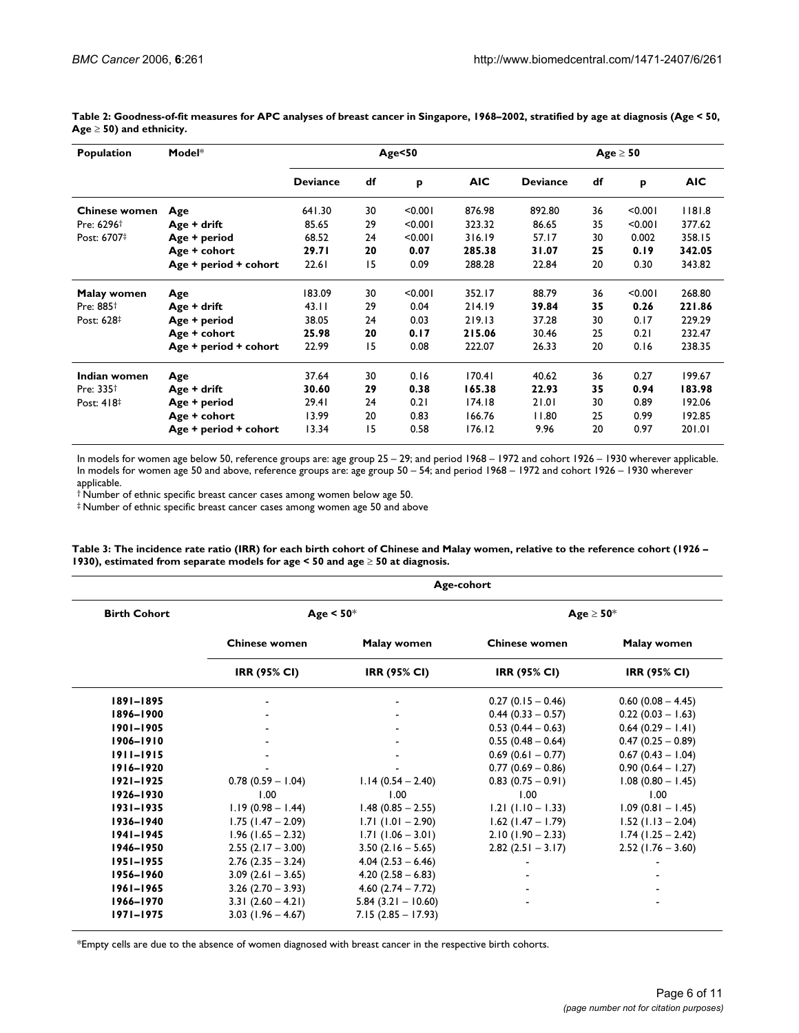**Table 2: Goodness-of-fit measures for APC analyses of breast cancer in Singapore, 1968–2002, stratified by age at diagnosis (Age < 50, Age ≥ 50) and ethnicity.**

| Population | Model* | Age<50 | | | | Age ≥ 50 | | | |
|---|---|---|---|---|---|---|---|---|---|
| | | Deviance | df | p | AIC | Deviance | df | p | AIC |
| **Chinese women** | **Age** | 641.30 | 30 | <0.001 | 876.98 | 892.80 | 36 | <0.001 | 1181.8 |
| Pre: 6296† | **Age + drift** | 85.65 | 29 | <0.001 | 323.32 | 86.65 | 35 | <0.001 | 377.62 |
| Post: 6707‡ | **Age + period** | 68.52 | 24 | <0.001 | 316.19 | 57.17 | 30 | 0.002 | 358.15 |
| | **Age + cohort** | **29.71** | **20** | **0.07** | **285.38** | **31.07** | **25** | **0.19** | **342.05** |
| | **Age + period + cohort** | 22.61 | 15 | 0.09 | 288.28 | 22.84 | 20 | 0.30 | 343.82 |
| **Malay women** | **Age** | 183.09 | 30 | <0.001 | 352.17 | 88.79 | 36 | <0.001 | 268.80 |
| Pre: 885† | **Age + drift** | 43.11 | 29 | 0.04 | 214.19 | **39.84** | **35** | **0.26** | **221.86** |
| Post: 628‡ | **Age + period** | 38.05 | 24 | 0.03 | 219.13 | 37.28 | 30 | 0.17 | 229.29 |
| | **Age + cohort** | **25.98** | **20** | **0.17** | **215.06** | 30.46 | 25 | 0.21 | 232.47 |
| | **Age + period + cohort** | 22.99 | 15 | 0.08 | 222.07 | 26.33 | 20 | 0.16 | 238.35 |
| **Indian women** | **Age** | 37.64 | 30 | 0.16 | 170.41 | 40.62 | 36 | 0.27 | 199.67 |
| Pre: 335† | **Age + drift** | **30.60** | **29** | **0.38** | **165.38** | **22.93** | **35** | **0.94** | **183.98** |
| Post: 418‡ | **Age + period** | 29.41 | 24 | 0.21 | 174.18 | 21.01 | 30 | 0.89 | 192.06 |
| | **Age + cohort** | 13.99 | 20 | 0.83 | 166.76 | 11.80 | 25 | 0.99 | 192.85 |
| | **Age + period + cohort** | 13.34 | 15 | 0.58 | 176.12 | 9.96 | 20 | 0.97 | 201.01 |

In models for women age below 50, reference groups are: age group 25 – 29; and period 1968 – 1972 and cohort 1926 – 1930 wherever applicable. In models for women age 50 and above, reference groups are: age group 50 – 54; and period 1968 – 1972 and cohort 1926 – 1930 wherever applicable.

† Number of ethnic specific breast cancer cases among women below age 50.

‡ Number of ethnic specific breast cancer cases among women age 50 and above

**Table 3: The incidence rate ratio (IRR) for each birth cohort of Chinese and Malay women, relative to the reference cohort (1926 – 1930), estimated from separate models for age < 50 and age ≥ 50 at diagnosis.**

| | Age-cohort | | | |
|---|---|---|---|---|
| **Birth Cohort** | **Age < 50*** | | **Age ≥ 50*** | |
| | **Chinese women** | **Malay women** | **Chinese women** | **Malay women** |
| | **IRR (95% CI)** | **IRR (95% CI)** | **IRR (95% CI)** | **IRR (95% CI)** |
| **1891–1895** | - | - | 0.27 (0.15 – 0.46) | 0.60 (0.08 – 4.45) |
| **1896–1900** | - | - | 0.44 (0.33 – 0.57) | 0.22 (0.03 – 1.63) |
| **1901–1905** | - | - | 0.53 (0.44 – 0.63) | 0.64 (0.29 – 1.41) |
| **1906–1910** | - | - | 0.55 (0.48 – 0.64) | 0.47 (0.25 – 0.89) |
| **1911–1915** | - | - | 0.69 (0.61 – 0.77) | 0.67 (0.43 – 1.04) |
| **1916–1920** | - | - | 0.77 (0.69 – 0.86) | 0.90 (0.64 – 1.27) |
| **1921–1925** | 0.78 (0.59 – 1.04) | 1.14 (0.54 – 2.40) | 0.83 (0.75 – 0.91) | 1.08 (0.80 – 1.45) |
| **1926–1930** | 1.00 | 1.00 | 1.00 | 1.00 |
| **1931–1935** | 1.19 (0.98 – 1.44) | 1.48 (0.85 – 2.55) | 1.21 (1.10 – 1.33) | 1.09 (0.81 – 1.45) |
| **1936–1940** | 1.75 (1.47 – 2.09) | 1.71 (1.01 – 2.90) | 1.62 (1.47 – 1.79) | 1.52 (1.13 – 2.04) |
| **1941–1945** | 1.96 (1.65 – 2.32) | 1.71 (1.06 – 3.01) | 2.10 (1.90 – 2.33) | 1.74 (1.25 – 2.42) |
| **1946–1950** | 2.55 (2.17 – 3.00) | 3.50 (2.16 – 5.65) | 2.82 (2.51 – 3.17) | 2.52 (1.76 – 3.60) |
| **1951–1955** | 2.76 (2.35 – 3.24) | 4.04 (2.53 – 6.46) | - | - |
| **1956–1960** | 3.09 (2.61 – 3.65) | 4.20 (2.58 – 6.83) | - | - |
| **1961–1965** | 3.26 (2.70 – 3.93) | 4.60 (2.74 – 7.72) | - | - |
| **1966–1970** | 3.31 (2.60 – 4.21) | 5.84 (3.21 – 10.60) | - | - |
| **1971–1975** | 3.03 (1.96 – 4.67) | 7.15 (2.85 – 17.93) | | |

*Empty cells are due to the absence of women diagnosed with breast cancer in the respective birth cohorts.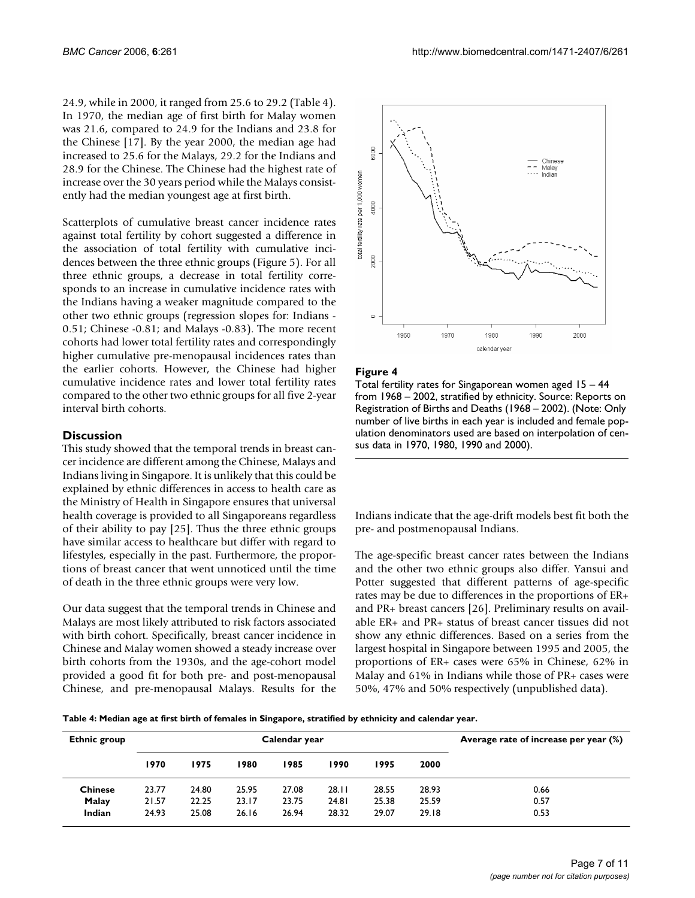24.9, while in 2000, it ranged from 25.6 to 29.2 (Table 4). In 1970, the median age of first birth for Malay women was 21.6, compared to 24.9 for the Indians and 23.8 for the Chinese [17]. By the year 2000, the median age had increased to 25.6 for the Malays, 29.2 for the Indians and 28.9 for the Chinese. The Chinese had the highest rate of increase over the 30 years period while the Malays consistently had the median youngest age at first birth.

Scatterplots of cumulative breast cancer incidence rates against total fertility by cohort suggested a difference in the association of total fertility with cumulative incidences between the three ethnic groups (Figure 5). For all three ethnic groups, a decrease in total fertility corresponds to an increase in cumulative incidence rates with the Indians having a weaker magnitude compared to the other two ethnic groups (regression slopes for: Indians -0.51; Chinese -0.81; and Malays -0.83). The more recent cohorts had lower total fertility rates and correspondingly higher cumulative pre-menopausal incidences rates than the earlier cohorts. However, the Chinese had higher cumulative incidence rates and lower total fertility rates compared to the other two ethnic groups for all five 2-year interval birth cohorts.

## Discussion

This study showed that the temporal trends in breast cancer incidence are different among the Chinese, Malays and Indians living in Singapore. It is unlikely that this could be explained by ethnic differences in access to health care as the Ministry of Health in Singapore ensures that universal health coverage is provided to all Singaporeans regardless of their ability to pay [25]. Thus the three ethnic groups have similar access to healthcare but differ with regard to lifestyles, especially in the past. Furthermore, the proportions of breast cancer that went unnoticed until the time of death in the three ethnic groups were very low.

Our data suggest that the temporal trends in Chinese and Malays are most likely attributed to risk factors associated with birth cohort. Specifically, breast cancer incidence in Chinese and Malay women showed a steady increase over birth cohorts from the 1930s, and the age-cohort model provided a good fit for both pre- and post-menopausal Chinese, and pre-menopausal Malays. Results for the Indians indicate that the age-drift models best fit both the pre- and postmenopausal Indians.

**Figure 4**

Total fertility rates for Singaporean women aged 15 – 44 from 1968 – 2002, stratified by ethnicity. Source: Reports on Registration of Births and Deaths (1968 – 2002). (Note: Only number of live births in each year is included and female population denominators used are based on interpolation of census data in 1970, 1980, 1990 and 2000).

The age-specific breast cancer rates between the Indians and the other two ethnic groups also differ. Yansui and Potter suggested that different patterns of age-specific rates may be due to differences in the proportions of ER+ and PR+ breast cancers [26]. Preliminary results on available ER+ and PR+ status of breast cancer tissues did not show any ethnic differences. Based on a series from the largest hospital in Singapore between 1995 and 2005, the proportions of ER+ cases were 65% in Chinese, 62% in Malay and 61% in Indians while those of PR+ cases were 50%, 47% and 50% respectively (unpublished data).

**Table 4: Median age at first birth of females in Singapore, stratified by ethnicity and calendar year.**

| Ethnic group | Calendar year | | | | | | | Average rate of increase per year (%) |
|---|---|---|---|---|---|---|---|---|
| | 1970 | 1975 | 1980 | 1985 | 1990 | 1995 | 2000 | |
| **Chinese** | 23.77 | 24.80 | 25.95 | 27.08 | 28.11 | 28.55 | 28.93 | 0.66 |
| **Malay** | 21.57 | 22.25 | 23.17 | 23.75 | 24.81 | 25.38 | 25.59 | 0.57 |
| **Indian** | 24.93 | 25.08 | 26.16 | 26.94 | 28.32 | 29.07 | 29.18 | 0.53 |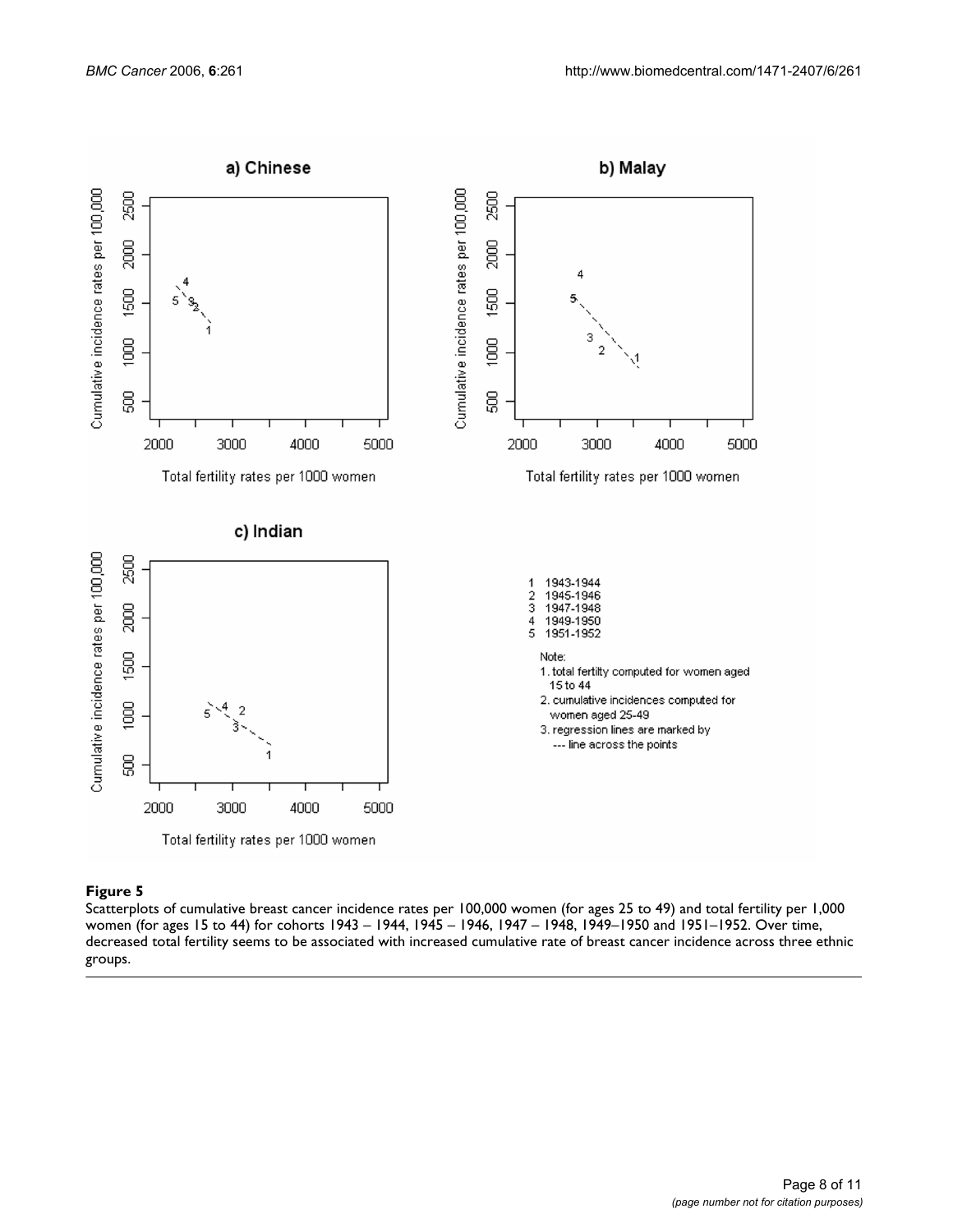**Figure 5**

Scatterplots of cumulative breast cancer incidence rates per 100,000 women (for ages 25 to 49) and total fertility per 1,000 women (for ages 15 to 44) for cohorts 1943 – 1944, 1945 – 1946, 1947 – 1948, 1949–1950 and 1951–1952. Over time, decreased total fertility seems to be associated with increased cumulative rate of breast cancer incidence across three ethnic groups.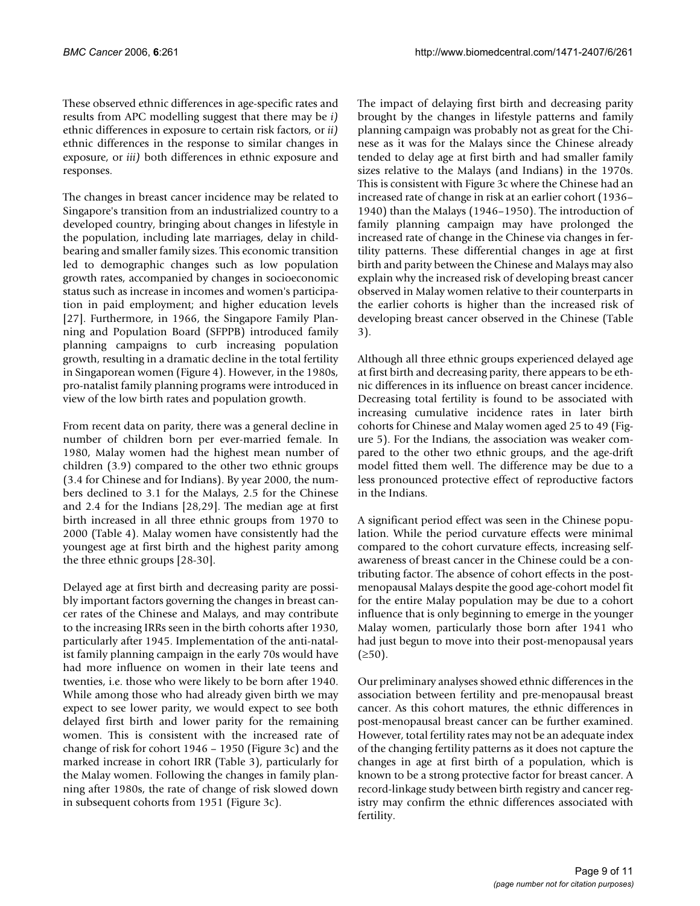These observed ethnic differences in age-specific rates and results from APC modelling suggest that there may be *i)* ethnic differences in exposure to certain risk factors, or *ii)* ethnic differences in the response to similar changes in exposure, or *iii)* both differences in ethnic exposure and responses.

The changes in breast cancer incidence may be related to Singapore's transition from an industrialized country to a developed country, bringing about changes in lifestyle in the population, including late marriages, delay in childbearing and smaller family sizes. This economic transition led to demographic changes such as low population growth rates, accompanied by changes in socioeconomic status such as increase in incomes and women's participation in paid employment; and higher education levels [27]. Furthermore, in 1966, the Singapore Family Planning and Population Board (SFPPB) introduced family planning campaigns to curb increasing population growth, resulting in a dramatic decline in the total fertility in Singaporean women (Figure 4). However, in the 1980s, pro-natalist family planning programs were introduced in view of the low birth rates and population growth.

From recent data on parity, there was a general decline in number of children born per ever-married female. In 1980, Malay women had the highest mean number of children (3.9) compared to the other two ethnic groups (3.4 for Chinese and for Indians). By year 2000, the numbers declined to 3.1 for the Malays, 2.5 for the Chinese and 2.4 for the Indians [28,29]. The median age at first birth increased in all three ethnic groups from 1970 to 2000 (Table 4). Malay women have consistently had the youngest age at first birth and the highest parity among the three ethnic groups [28-30].

Delayed age at first birth and decreasing parity are possibly important factors governing the changes in breast cancer rates of the Chinese and Malays, and may contribute to the increasing IRRs seen in the birth cohorts after 1930, particularly after 1945. Implementation of the anti-natalist family planning campaign in the early 70s would have had more influence on women in their late teens and twenties, i.e. those who were likely to be born after 1940. While among those who had already given birth we may expect to see lower parity, we would expect to see both delayed first birth and lower parity for the remaining women. This is consistent with the increased rate of change of risk for cohort 1946 – 1950 (Figure 3c) and the marked increase in cohort IRR (Table 3), particularly for the Malay women. Following the changes in family planning after 1980s, the rate of change of risk slowed down in subsequent cohorts from 1951 (Figure 3c).

The impact of delaying first birth and decreasing parity brought by the changes in lifestyle patterns and family planning campaign was probably not as great for the Chinese as it was for the Malays since the Chinese already tended to delay age at first birth and had smaller family sizes relative to the Malays (and Indians) in the 1970s. This is consistent with Figure 3c where the Chinese had an increased rate of change in risk at an earlier cohort (1936–1940) than the Malays (1946–1950). The introduction of family planning campaign may have prolonged the increased rate of change in the Chinese via changes in fertility patterns. These differential changes in age at first birth and parity between the Chinese and Malays may also explain why the increased risk of developing breast cancer observed in Malay women relative to their counterparts in the earlier cohorts is higher than the increased risk of developing breast cancer observed in the Chinese (Table 3).

Although all three ethnic groups experienced delayed age at first birth and decreasing parity, there appears to be ethnic differences in its influence on breast cancer incidence. Decreasing total fertility is found to be associated with increasing cumulative incidence rates in later birth cohorts for Chinese and Malay women aged 25 to 49 (Figure 5). For the Indians, the association was weaker compared to the other two ethnic groups, and the age-drift model fitted them well. The difference may be due to a less pronounced protective effect of reproductive factors in the Indians.

A significant period effect was seen in the Chinese population. While the period curvature effects were minimal compared to the cohort curvature effects, increasing self-awareness of breast cancer in the Chinese could be a contributing factor. The absence of cohort effects in the post-menopausal Malays despite the good age-cohort model fit for the entire Malay population may be due to a cohort influence that is only beginning to emerge in the younger Malay women, particularly those born after 1941 who had just begun to move into their post-menopausal years (≥50).

Our preliminary analyses showed ethnic differences in the association between fertility and pre-menopausal breast cancer. As this cohort matures, the ethnic differences in post-menopausal breast cancer can be further examined. However, total fertility rates may not be an adequate index of the changing fertility patterns as it does not capture the changes in age at first birth of a population, which is known to be a strong protective factor for breast cancer. A record-linkage study between birth registry and cancer registry may confirm the ethnic differences associated with fertility.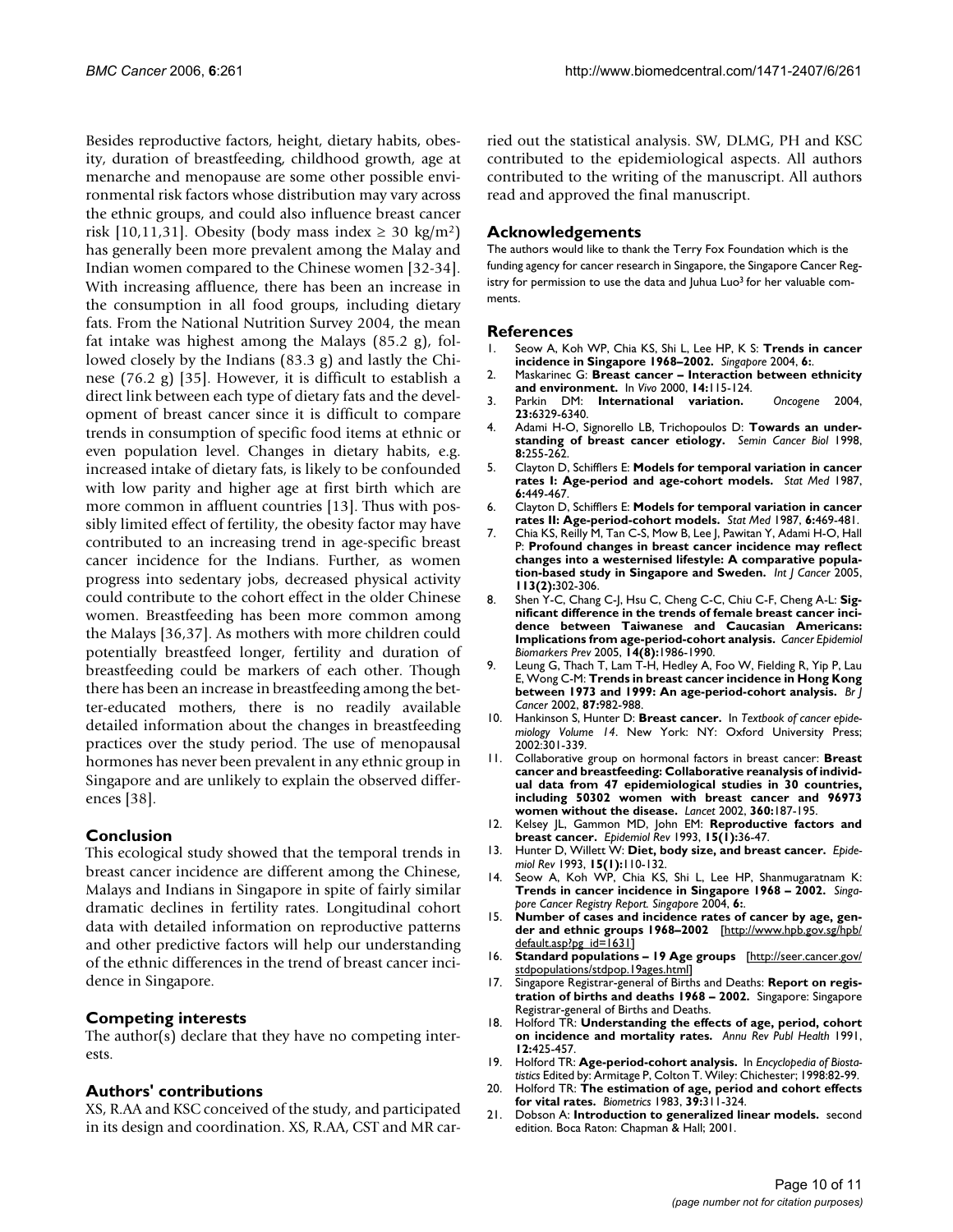Besides reproductive factors, height, dietary habits, obesity, duration of breastfeeding, childhood growth, age at menarche and menopause are some other possible environmental risk factors whose distribution may vary across the ethnic groups, and could also influence breast cancer risk [10,11,31]. Obesity (body mass index ≥ 30 kg/m$^2$) has generally been more prevalent among the Malay and Indian women compared to the Chinese women [32-34]. With increasing affluence, there has been an increase in the consumption in all food groups, including dietary fats. From the National Nutrition Survey 2004, the mean fat intake was highest among the Malays (85.2 g), followed closely by the Indians (83.3 g) and lastly the Chinese (76.2 g) [35]. However, it is difficult to establish a direct link between each type of dietary fats and the development of breast cancer since it is difficult to compare trends in consumption of specific food items at ethnic or even population level. Changes in dietary habits, e.g. increased intake of dietary fats, is likely to be confounded with low parity and higher age at first birth which are more common in affluent countries [13]. Thus with possibly limited effect of fertility, the obesity factor may have contributed to an increasing trend in age-specific breast cancer incidence for the Indians. Further, as women progress into sedentary jobs, decreased physical activity could contribute to the cohort effect in the older Chinese women. Breastfeeding has been more common among the Malays [36,37]. As mothers with more children could potentially breastfeed longer, fertility and duration of breastfeeding could be markers of each other. Though there has been an increase in breastfeeding among the better-educated mothers, there is no readily available detailed information about the changes in breastfeeding practices over the study period. The use of menopausal hormones has never been prevalent in any ethnic group in Singapore and are unlikely to explain the observed differences [38].

## Conclusion

This ecological study showed that the temporal trends in breast cancer incidence are different among the Chinese, Malays and Indians in Singapore in spite of fairly similar dramatic declines in fertility rates. Longitudinal cohort data with detailed information on reproductive patterns and other predictive factors will help our understanding of the ethnic differences in the trend of breast cancer incidence in Singapore.

## Competing interests

The author(s) declare that they have no competing interests.

## Authors' contributions

XS, R.AA and KSC conceived of the study, and participated in its design and coordination. XS, R.AA, CST and MR carried out the statistical analysis. SW, DLMG, PH and KSC contributed to the epidemiological aspects. All authors contributed to the writing of the manuscript. All authors read and approved the final manuscript.

## Acknowledgements

The authors would like to thank the Terry Fox Foundation which is the funding agency for cancer research in Singapore, the Singapore Cancer Registry for permission to use the data and Juhua Luo[3] for her valuable comments.

## References

1. Seow A, Koh WP, Chia KS, Shi L, Lee HP, K S: **Trends in cancer incidence in Singapore 1968–2002.** *Singapore* 2004, **6**:.
2. Maskarinec G: **Breast cancer – Interaction between ethnicity and environment.** *In Vivo* 2000, **14**:115-124.
3. Parkin DM: **International variation.** *Oncogene* 2004, **23**:6329-6340.
4. Adami H-O, Signorello LB, Trichopoulos D: **Towards an understanding of breast cancer etiology.** *Semin Cancer Biol* 1998, **8**:255-262.
5. Clayton D, Schifflers E: **Models for temporal variation in cancer rates I: Age-period and age-cohort models.** *Stat Med* 1987, **6**:449-467.
6. Clayton D, Schifflers E: **Models for temporal variation in cancer rates II: Age-period-cohort models.** *Stat Med* 1987, **6**:469-481.
7. Chia KS, Reilly M, Tan C-S, Mow B, Lee J, Pawitan Y, Adami H-O, Hall P: **Profound changes in breast cancer incidence may reflect changes into a westernised lifestyle: A comparative population-based study in Singapore and Sweden.** *Int J Cancer* 2005, **113(2)**:302-306.
8. Shen Y-C, Chang C-J, Hsu C, Cheng C-C, Chiu C-F, Cheng A-L: **Significant difference in the trends of female breast cancer incidence between Taiwanese and Caucasian Americans: Implications from age-period-cohort analysis.** *Cancer Epidemiol Biomarkers Prev* 2005, **14(8)**:1986-1990.
9. Leung G, Thach T, Lam T-H, Hedley A, Foo W, Fielding R, Yip P, Lau E, Wong C-M: **Trends in breast cancer incidence in Hong Kong between 1973 and 1999: An age-period-cohort analysis.** *Br J Cancer* 2002, **87**:982-988.
10. Hankinson S, Hunter D: **Breast cancer.** In *Textbook of cancer epidemiology Volume 14*. New York: NY: Oxford University Press; 2002:301-339.
11. Collaborative group on hormonal factors in breast cancer: **Breast cancer and breastfeeding: Collaborative reanalysis of individual data from 47 epidemiological studies in 30 countries, including 50302 women with breast cancer and 96973 women without the disease.** *Lancet* 2002, **360**:187-195.
12. Kelsey JL, Gammon MD, John EM: **Reproductive factors and breast cancer.** *Epidemiol Rev* 1993, **15(1)**:36-47.
13. Hunter D, Willett W: **Diet, body size, and breast cancer.** *Epidemiol Rev* 1993, **15(1)**:110-132.
14. Seow A, Koh WP, Chia KS, Shi L, Lee HP, Shanmugaratnam K: **Trends in cancer incidence in Singapore 1968 – 2002.** *Singapore Cancer Registry Report. Singapore* 2004, **6**:.
15. **Number of cases and incidence rates of cancer by age, gender and ethnic groups 1968–2002** [http://www.hpb.gov.sg/hpb/default.asp?pg_id=1631]
16. **Standard populations – 19 Age groups** [http://seer.cancer.gov/stdpopulations/stdpop.19ages.html]
17. Singapore Registrar-general of Births and Deaths: **Report on registration of births and deaths 1968 – 2002.** Singapore: Singapore Registrar-general of Births and Deaths.
18. Holford TR: **Understanding the effects of age, period, cohort on incidence and mortality rates.** *Annu Rev Publ Health* 1991, **12**:425-457.
19. Holford TR: **Age-period-cohort analysis.** In *Encyclopedia of Biostatistics* Edited by: Armitage P, Colton T. Wiley: Chichester; 1998:82-99.
20. Holford TR: **The estimation of age, period and cohort effects for vital rates.** *Biometrics* 1983, **39**:311-324.
21. Dobson A: **Introduction to generalized linear models.** second edition. Boca Raton: Chapman & Hall; 2001.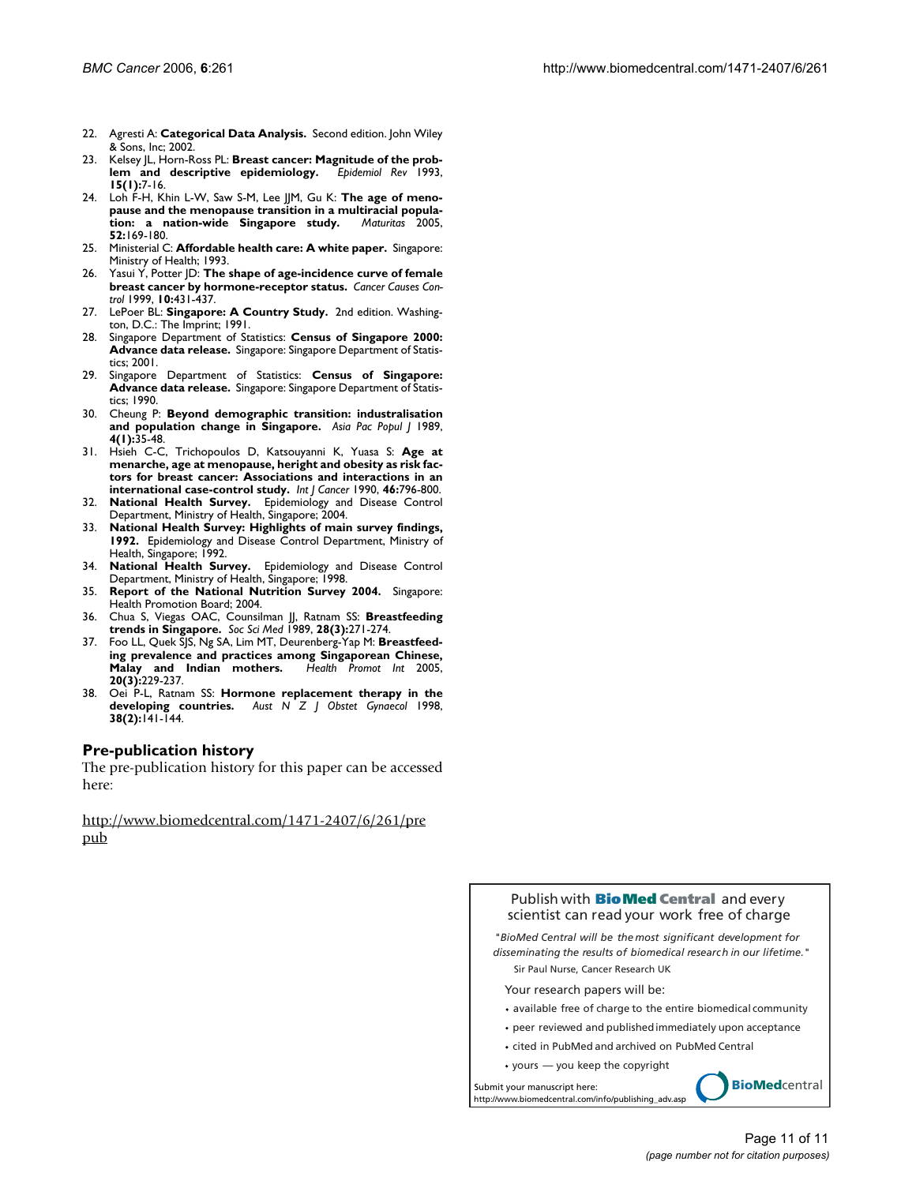22. Agresti A: **Categorical Data Analysis.** Second edition. John Wiley & Sons, Inc; 2002.
23. Kelsey JL, Horn-Ross PL: **Breast cancer: Magnitude of the problem and descriptive epidemiology.** *Epidemiol Rev* 1993, **15(1):**7-16.
24. Loh F-H, Khin L-W, Saw S-M, Lee JJM, Gu K: **The age of menopause and the menopause transition in a multiracial population: a nation-wide Singapore study.** *Maturitas* 2005, **52:**169-180.
25. Ministerial C: **Affordable health care: A white paper.** Singapore: Ministry of Health; 1993.
26. Yasui Y, Potter JD: **The shape of age-incidence curve of female breast cancer by hormone-receptor status.** *Cancer Causes Control* 1999, **10:**431-437.
27. LePoer BL: **Singapore: A Country Study.** 2nd edition. Washington, D.C.: The Imprint; 1991.
28. Singapore Department of Statistics: **Census of Singapore 2000: Advance data release.** Singapore: Singapore Department of Statistics; 2001.
29. Singapore Department of Statistics: **Census of Singapore: Advance data release.** Singapore: Singapore Department of Statistics; 1990.
30. Cheung P: **Beyond demographic transition: industralisation and population change in Singapore.** *Asia Pac Popul J* 1989, **4(1):**35-48.
31. Hsieh C-C, Trichopoulos D, Katsouyanni K, Yuasa S: **Age at menarche, age at menopause, heright and obesity as risk factors for breast cancer: Associations and interactions in an international case-control study.** *Int J Cancer* 1990, **46:**796-800.
32. **National Health Survey.** Epidemiology and Disease Control Department, Ministry of Health, Singapore; 2004.
33. **National Health Survey: Highlights of main survey findings, 1992.** Epidemiology and Disease Control Department, Ministry of Health, Singapore; 1992.
34. **National Health Survey.** Epidemiology and Disease Control Department, Ministry of Health, Singapore; 1998.
35. **Report of the National Nutrition Survey 2004.** Singapore: Health Promotion Board; 2004.
36. Chua S, Viegas OAC, Counsilman JJ, Ratnam SS: **Breastfeeding trends in Singapore.** *Soc Sci Med* 1989, **28(3):**271-274.
37. Foo LL, Quek SJS, Ng SA, Lim MT, Deurenberg-Yap M: **Breastfeeding prevalence and practices among Singaporean Chinese, Malay and Indian mothers.** *Health Promot Int* 2005, **20(3):**229-237.
38. Oei P-L, Ratnam SS: **Hormone replacement therapy in the developing countries.** *Aust N Z J Obstet Gynaecol* 1998, **38(2):**141-144.

## Pre-publication history

The pre-publication history for this paper can be accessed here:

http://www.biomedcentral.com/1471-2407/6/261/prepub

Publish with **BioMed Central** and every scientist can read your work free of charge

*"BioMed Central will be the most significant development for disseminating the results of biomedical research in our lifetime."*

Sir Paul Nurse, Cancer Research UK

Your research papers will be:

- available free of charge to the entire biomedical community
- peer reviewed and published immediately upon acceptance
- cited in PubMed and archived on PubMed Central
- yours — you keep the copyright

Submit your manuscript here:
http://www.biomedcentral.com/info/publishing_adv.asp

**BioMed**central